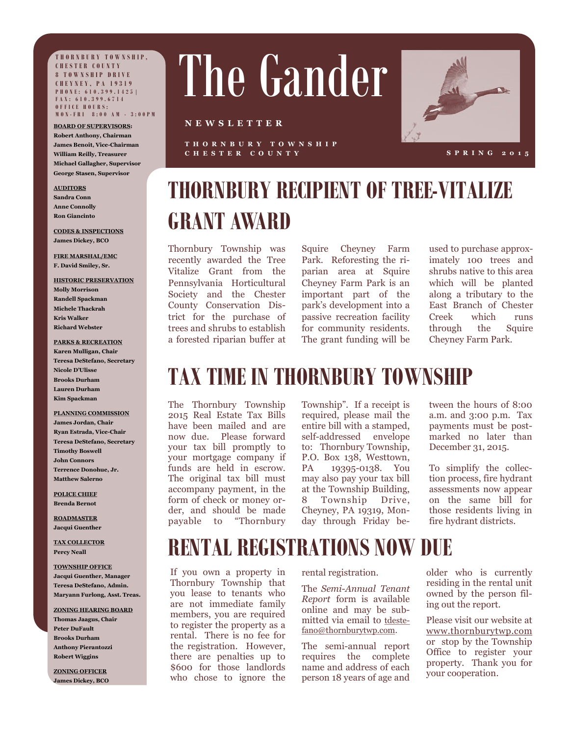# The Gander

**NEWSLETTER**

**THORNBURY TOWNSHIP CHESTER COUNTY**

**SPRING 2015**

THORNBURY TOWNSHIP, CHESTER COUNTY
8 TOWNSHIP DRIVE
CHEYNEY, PA 19319
PHONE: 610.399.1425 | FAX: 610.399.6714
OFFICE HOURS: MON-FRI 8:00 AM - 3:00PM

**BOARD OF SUPERVISORS:**
Robert Anthony, Chairman
James Benoit, Vice-Chairman
William Reilly, Treasurer
Michael Gallagher, Supervisor
George Stasen, Supervisor

**AUDITORS**
Sandra Conn
Anne Connolly
Ron Giancinto

**CODES & INSPECTIONS**
James Dickey, BCO

**FIRE MARSHAL/EMC**
F. David Smiley, Sr.

**HISTORIC PRESERVATION**
Molly Morrison
Randell Spackman
Michele Thackrah
Kris Walker
Richard Webster

**PARKS & RECREATION**
Karen Mulligan, Chair
Teresa DeStefano, Secretary
Nicole D'Ulisse
Brooks Durham
Lauren Durham
Kim Spackman

**PLANNING COMMISSION**
James Jordan, Chair
Ryan Estrada, Vice-Chair
Teresa DeStefano, Secretary
Timothy Boswell
John Connors
Terrence Donohue, Jr.
Matthew Salerno

**POLICE CHIEF**
Brenda Bernot

**ROADMASTER**
Jacqui Guenther

**TAX COLLECTOR**
Percy Neall

**TOWNSHIP OFFICE**
Jacqui Guenther, Manager
Teresa DeStefano, Admin.
Maryann Furlong, Asst. Treas.

**ZONING HEARING BOARD**
Thomas Jaagus, Chair
Peter DuFault
Brooks Durham
Anthony Pierantozzi
Robert Wiggins

**ZONING OFFICER**
James Dickey, BCO

## THORNBURY RECIPIENT OF TREE-VITALIZE GRANT AWARD

Thornbury Township was recently awarded the Tree Vitalize Grant from the Pennsylvania Horticultural Society and the Chester County Conservation District for the purchase of trees and shrubs to establish a forested riparian buffer at Squire Cheyney Farm Park. Reforesting the riparian area at Squire Cheyney Farm Park is an important part of the park's development into a passive recreation facility for community residents. The grant funding will be used to purchase approximately 100 trees and shrubs native to this area which will be planted along a tributary to the East Branch of Chester Creek which runs through the Squire Cheyney Farm Park.

## TAX TIME IN THORNBURY TOWNSHIP

The Thornbury Township 2015 Real Estate Tax Bills have been mailed and are now due. Please forward your tax bill promptly to your mortgage company if funds are held in escrow. The original tax bill must accompany payment, in the form of check or money order, and should be made payable to "Thornbury Township". If a receipt is required, please mail the entire bill with a stamped, self-addressed envelope to: Thornbury Township, P.O. Box 138, Westtown, PA 19395-0138. You may also pay your tax bill at the Township Building, 8 Township Drive, Cheyney, PA 19319, Monday through Friday between the hours of 8:00 a.m. and 3:00 p.m. Tax payments must be postmarked no later than December 31, 2015.

To simplify the collection process, fire hydrant assessments now appear on the same bill for those residents living in fire hydrant districts.

## RENTAL REGISTRATIONS NOW DUE

If you own a property in Thornbury Township that you lease to tenants who are not immediate family members, you are required to register the property as a rental. There is no fee for the registration. However, there are penalties up to $600 for those landlords who chose to ignore the rental registration.

The *Semi-Annual Tenant Report* form is available online and may be submitted via email to tdestefano@thornburytwp.com.

The semi-annual report requires the complete name and address of each person 18 years of age and older who is currently residing in the rental unit owned by the person filing out the report.

Please visit our website at www.thornburytwp.com or stop by the Township Office to register your property. Thank you for your cooperation.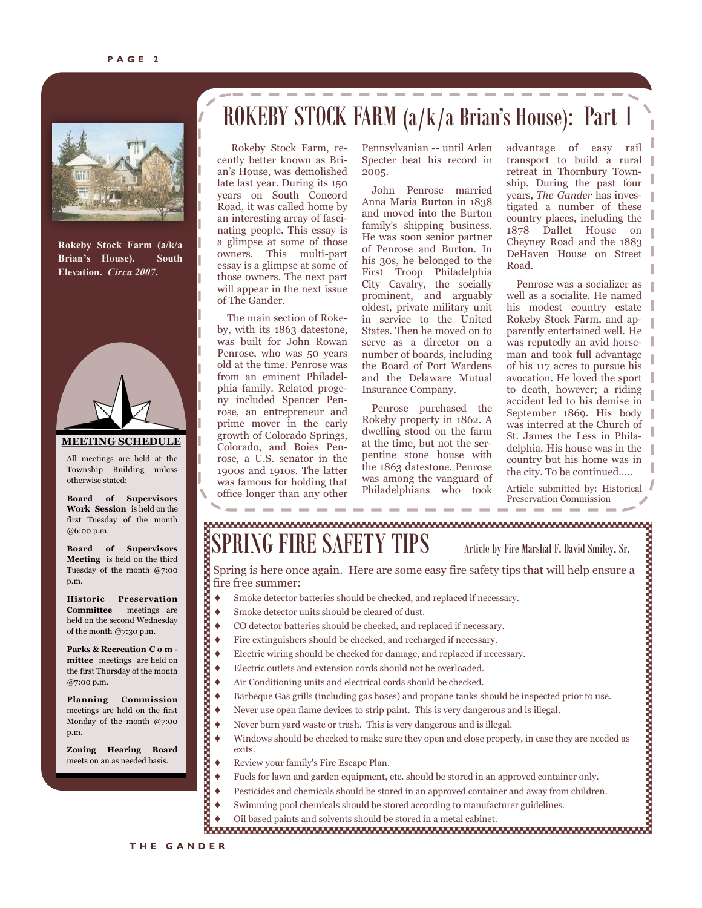Rokeby Stock Farm (a/k/a Brian's House). South Elevation. *Circa 2007.*

**MEETING SCHEDULE**

All meetings are held at the Township Building unless otherwise stated:

**Board of Supervisors Work Session** is held on the first Tuesday of the month @6:00 p.m.

**Board of Supervisors Meeting** is held on the third Tuesday of the month @7:00 p.m.

**Historic Preservation Committee** meetings are held on the second Wednesday of the month @7:30 p.m.

**Parks & Recreation Committee** meetings are held on the first Thursday of the month @7:00 p.m.

**Planning Commission** meetings are held on the first Monday of the month @7:00 p.m.

**Zoning Hearing Board** meets on an as needed basis.

# ROKEBY STOCK FARM (a/k/a Brian's House): Part 1

Rokeby Stock Farm, recently better known as Brian's House, was demolished late last year. During its 150 years on South Concord Road, it was called home by an interesting array of fascinating people. This essay is a glimpse at some of those owners. This multi-part essay is a glimpse at some of those owners. The next part will appear in the next issue of The Gander.

The main section of Rokeby, with its 1863 datestone, was built for John Rowan Penrose, who was 50 years old at the time. Penrose was from an eminent Philadelphia family. Related progeny included Spencer Penrose, an entrepreneur and prime mover in the early growth of Colorado Springs, Colorado, and Boies Penrose, a U.S. senator in the 1900s and 1910s. The latter was famous for holding that office longer than any other Pennsylvanian -- until Arlen Specter beat his record in 2005.

John Penrose married Anna Maria Burton in 1838 and moved into the Burton family's shipping business. He was soon senior partner of Penrose and Burton. In his 30s, he belonged to the First Troop Philadelphia City Cavalry, the socially prominent, and arguably oldest, private military unit in service to the United States. Then he moved on to serve as a director on a number of boards, including the Board of Port Wardens and the Delaware Mutual Insurance Company.

Penrose purchased the Rokeby property in 1862. A dwelling stood on the farm at the time, but not the serpentine stone house with the 1863 datestone. Penrose was among the vanguard of Philadelphians who took advantage of easy rail transport to build a rural retreat in Thornbury Township. During the past four years, *The Gander* has investigated a number of these country places, including the 1878 Dallet House on Cheyney Road and the 1883 DeHaven House on Street Road.

Penrose was a socializer as well as a socialite. He named his modest country estate Rokeby Stock Farm, and apparently entertained well. He was reputedly an avid horseman and took full advantage of his 117 acres to pursue his avocation. He loved the sport to death, however; a riding accident led to his demise in September 1869. His body was interred at the Church of St. James the Less in Philadelphia. His house was in the country but his home was in the city. To be continued.....

Article submitted by: Historical Preservation Commission

# SPRING FIRE SAFETY TIPS

Article by Fire Marshal F. David Smiley, Sr.

Spring is here once again. Here are some easy fire safety tips that will help ensure a fire free summer:

- Smoke detector batteries should be checked, and replaced if necessary.
- Smoke detector units should be cleared of dust.
- CO detector batteries should be checked, and replaced if necessary.
- Fire extinguishers should be checked, and recharged if necessary.
- Electric wiring should be checked for damage, and replaced if necessary.
- Electric outlets and extension cords should not be overloaded.
- Air Conditioning units and electrical cords should be checked.
- Barbeque Gas grills (including gas hoses) and propane tanks should be inspected prior to use.
- Never use open flame devices to strip paint. This is very dangerous and is illegal.
- Never burn yard waste or trash. This is very dangerous and is illegal.
- Windows should be checked to make sure they open and close properly, in case they are needed as exits.
- Review your family's Fire Escape Plan.
- Fuels for lawn and garden equipment, etc. should be stored in an approved container only.
- Pesticides and chemicals should be stored in an approved container and away from children.
- Swimming pool chemicals should be stored according to manufacturer guidelines.
- Oil based paints and solvents should be stored in a metal cabinet.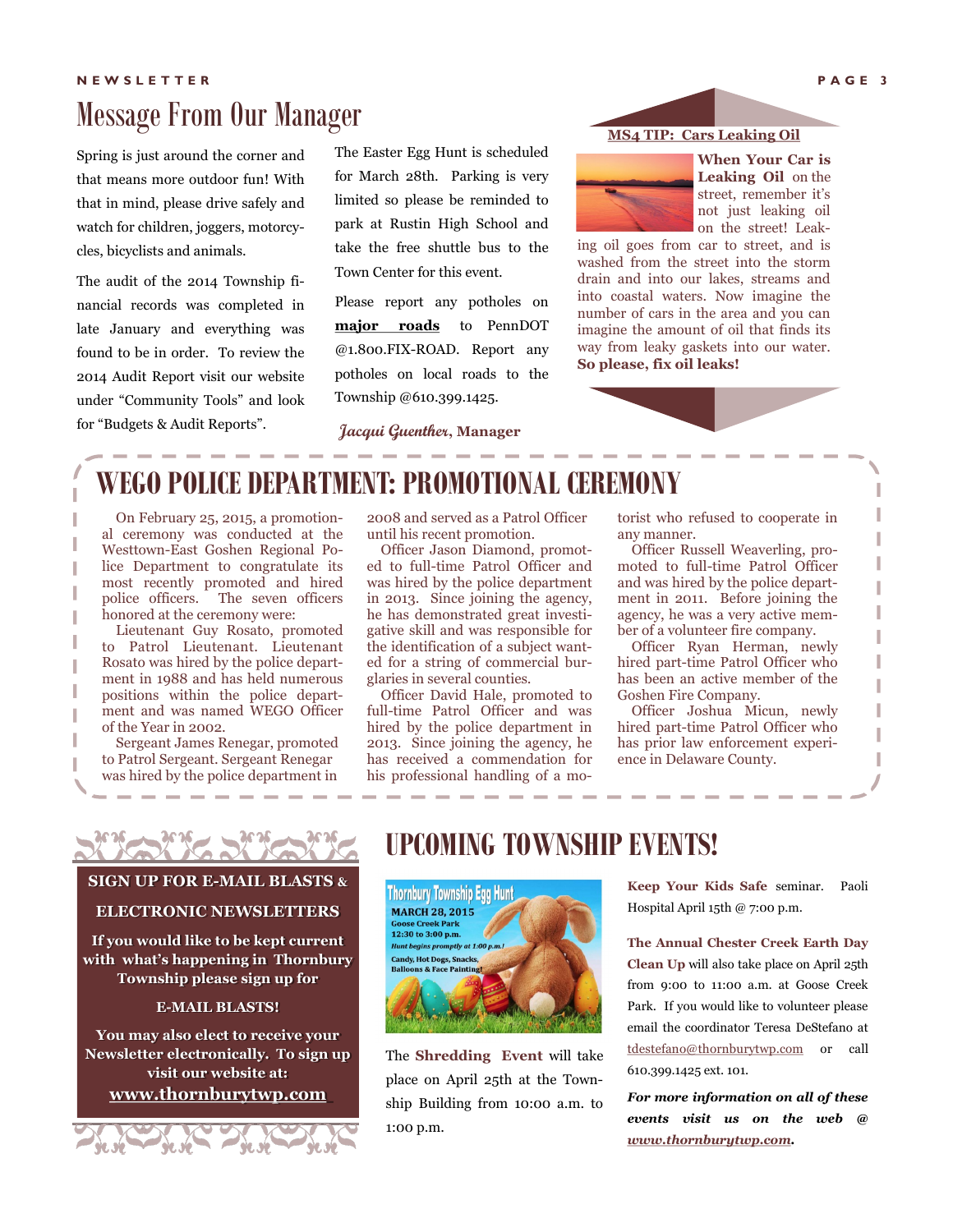# Message From Our Manager

Spring is just around the corner and that means more outdoor fun! With that in mind, please drive safely and watch for children, joggers, motorcycles, bicyclists and animals.

The audit of the 2014 Township financial records was completed in late January and everything was found to be in order. To review the 2014 Audit Report visit our website under "Community Tools" and look for "Budgets & Audit Reports".

The Easter Egg Hunt is scheduled for March 28th. Parking is very limited so please be reminded to park at Rustin High School and take the free shuttle bus to the Town Center for this event.

Please report any potholes on **major roads** to PennDOT @1.800.FIX-ROAD. Report any potholes on local roads to the Township @610.399.1425.

*Jacqui Guenther*, **Manager**

**MS4 TIP: Cars Leaking Oil**

**When Your Car is Leaking Oil** on the street, remember it's not just leaking oil on the street! Leaking oil goes from car to street, and is washed from the street into the storm drain and into our lakes, streams and into coastal waters. Now imagine the number of cars in the area and you can imagine the amount of oil that finds its way from leaky gaskets into our water. **So please, fix oil leaks!**

## WEGO POLICE DEPARTMENT: PROMOTIONAL CEREMONY

On February 25, 2015, a promotional ceremony was conducted at the Westtown-East Goshen Regional Police Department to congratulate its most recently promoted and hired police officers. The seven officers honored at the ceremony were:

Lieutenant Guy Rosato, promoted to Patrol Lieutenant. Lieutenant Rosato was hired by the police department in 1988 and has held numerous positions within the police department and was named WEGO Officer of the Year in 2002.

Sergeant James Renegar, promoted to Patrol Sergeant. Sergeant Renegar was hired by the police department in 2008 and served as a Patrol Officer until his recent promotion.

Officer Jason Diamond, promoted to full-time Patrol Officer and was hired by the police department in 2013. Since joining the agency, he has demonstrated great investigative skill and was responsible for the identification of a subject wanted for a string of commercial burglaries in several counties.

Officer David Hale, promoted to full-time Patrol Officer and was hired by the police department in 2013. Since joining the agency, he has received a commendation for his professional handling of a motorist who refused to cooperate in any manner.

Officer Russell Weaverling, promoted to full-time Patrol Officer and was hired by the police department in 2011. Before joining the agency, he was a very active member of a volunteer fire company.

Officer Ryan Herman, newly hired part-time Patrol Officer who has been an active member of the Goshen Fire Company.

Officer Joshua Micun, newly hired part-time Patrol Officer who has prior law enforcement experience in Delaware County.

**SIGN UP FOR E-MAIL BLASTS & ELECTRONIC NEWSLETTERS**

**If you would like to be kept current with what's happening in Thornbury Township please sign up for**

**E-MAIL BLASTS!**

**You may also elect to receive your Newsletter electronically. To sign up visit our website at:**

**www.thornburytwp.com**

## UPCOMING TOWNSHIP EVENTS!

Thornbury Township Egg Hunt
MARCH 28, 2015
Goose Creek Park
12:30 to 3:00 p.m.
*Hunt begins promptly at 1:00 p.m.!*
Candy, Hot Dogs, Snacks, Balloons & Face Painting!

The **Shredding Event** will take place on April 25th at the Township Building from 10:00 a.m. to 1:00 p.m.

**Keep Your Kids Safe** seminar. Paoli Hospital April 15th @ 7:00 p.m.

**The Annual Chester Creek Earth Day Clean Up** will also take place on April 25th from 9:00 to 11:00 a.m. at Goose Creek Park. If you would like to volunteer please email the coordinator Teresa DeStefano at tdestefano@thornburytwp.com or call 610.399.1425 ext. 101.

***For more information on all of these events visit us on the web @ www.thornburytwp.com.***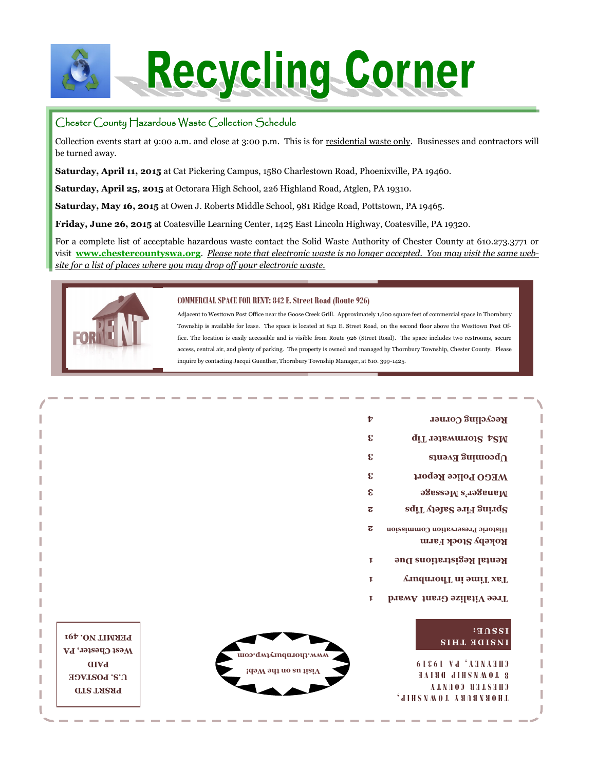# Recycling Corner

## Chester County Hazardous Waste Collection Schedule

Collection events start at 9:00 a.m. and close at 3:00 p.m. This is for residential waste only. Businesses and contractors will be turned away.

**Saturday, April 11, 2015** at Cat Pickering Campus, 1580 Charlestown Road, Phoenixville, PA 19460.

**Saturday, April 25, 2015** at Octorara High School, 226 Highland Road, Atglen, PA 19310.

**Saturday, May 16, 2015** at Owen J. Roberts Middle School, 981 Ridge Road, Pottstown, PA 19465.

**Friday, June 26, 2015** at Coatesville Learning Center, 1425 East Lincoln Highway, Coatesville, PA 19320.

For a complete list of acceptable hazardous waste contact the Solid Waste Authority of Chester County at 610.273.3771 or visit **www.chestercountyswa.org**. *Please note that electronic waste is no longer accepted. You may visit the same website for a list of places where you may drop off your electronic waste.*

### COMMERCIAL SPACE FOR RENT: 842 E. Street Road (Route 926)

Adjacent to Westtown Post Office near the Goose Creek Grill. Approximately 1,600 square feet of commercial space in Thornbury Township is available for lease. The space is located at 842 E. Street Road, on the second floor above the Westtown Post Office. The location is easily accessible and is visible from Route 926 (Street Road). The space includes two restrooms, secure access, central air, and plenty of parking. The property is owned and managed by Thornbury Township, Chester County. Please inquire by contacting Jacqui Guenther, Thornbury Township Manager, at 610. 399-1425.

THORNBURY TOWNSHIP, CHESTER COUNTY
8 TOWNSHIP DRIVE
CHEYNEY, PA 19319

**INSIDE THIS ISSUE:**

| | |
|---|---|
| Tree Vitalize Grant Award | 1 |
| Tax Time in Thornbury | 1 |
| Rental Registrations Due | 1 |
| Rokeby Stock Farm Historic Preservation Commission | 2 |
| Spring Fire Safety Tips | 2 |
| Manager's Message | 3 |
| WEGO Police Report | 3 |
| Upcoming Events | 3 |
| MS4 Stormwater Tip | 3 |
| Recycling Corner | 4 |

Visit us on the Web!
www.thornburytwp.com

PRSRT STD
U.S. POSTAGE
PAID
West Chester, PA
PERMIT NO. 491